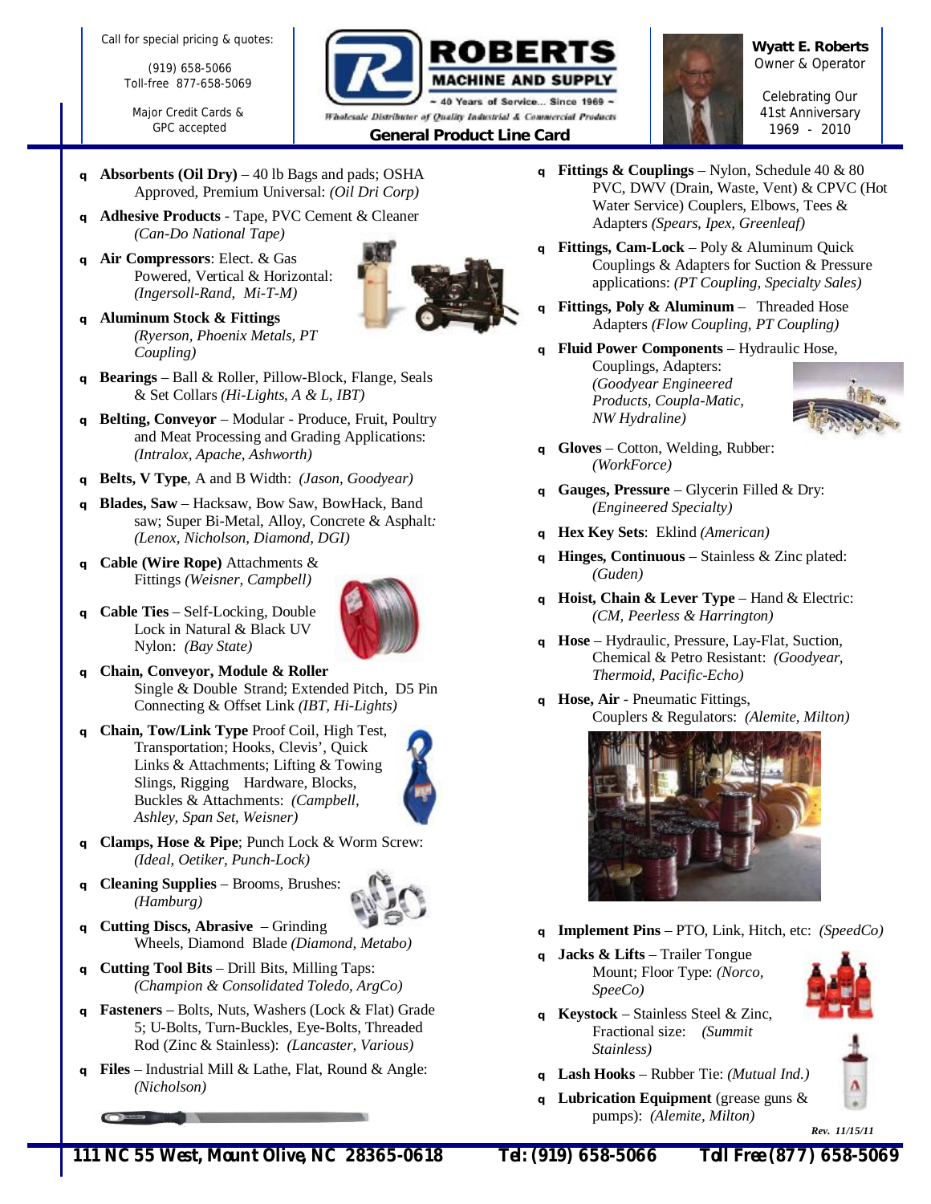Call for special pricing & quotes:

(919) 658-5066
Toll-free 877-658-5069

Major Credit Cards & GPC accepted

# ROBERTS MACHINE AND SUPPLY

~ 40 Years of Service... Since 1969 ~

*Wholesale Distributor of Quality Industrial & Commercial Products*

**General Product Line Card**

**Wyatt E. Roberts**
Owner & Operator

Celebrating Our 41st Anniversary
1969 - 2010

- **Absorbents (Oil Dry)** – 40 lb Bags and pads; OSHA Approved, Premium Universal: *(Oil Dri Corp)*
- **Adhesive Products** - Tape, PVC Cement & Cleaner *(Can-Do National Tape)*
- **Air Compressors**: Elect. & Gas Powered, Vertical & Horizontal: *(Ingersoll-Rand, Mi-T-M)*
- **Aluminum Stock & Fittings** *(Ryerson, Phoenix Metals, PT Coupling)*
- **Bearings** – Ball & Roller, Pillow-Block, Flange, Seals & Set Collars *(Hi-Lights, A & L, IBT)*
- **Belting, Conveyor** – Modular - Produce, Fruit, Poultry and Meat Processing and Grading Applications: *(Intralox, Apache, Ashworth)*
- **Belts, V Type**, A and B Width: *(Jason, Goodyear)*
- **Blades, Saw** – Hacksaw, Bow Saw, BowHack, Band saw; Super Bi-Metal, Alloy, Concrete & Asphalt: *(Lenox, Nicholson, Diamond, DGI)*
- **Cable (Wire Rope)** Attachments & Fittings *(Weisner, Campbell)*
- **Cable Ties** – Self-Locking, Double Lock in Natural & Black UV Nylon: *(Bay State)*
- **Chain, Conveyor, Module & Roller** Single & Double Strand; Extended Pitch, D5 Pin Connecting & Offset Link *(IBT, Hi-Lights)*
- **Chain, Tow/Link Type** Proof Coil, High Test, Transportation; Hooks, Clevis', Quick Links & Attachments; Lifting & Towing Slings, Rigging Hardware, Blocks, Buckles & Attachments: *(Campbell, Ashley, Span Set, Weisner)*
- **Clamps, Hose & Pipe**; Punch Lock & Worm Screw: *(Ideal, Oetiker, Punch-Lock)*
- **Cleaning Supplies** – Brooms, Brushes: *(Hamburg)*
- **Cutting Discs, Abrasive** – Grinding Wheels, Diamond Blade *(Diamond, Metabo)*
- **Cutting Tool Bits** – Drill Bits, Milling Taps: *(Champion & Consolidated Toledo, ArgCo)*
- **Fasteners** – Bolts, Nuts, Washers (Lock & Flat) Grade 5; U-Bolts, Turn-Buckles, Eye-Bolts, Threaded Rod (Zinc & Stainless): *(Lancaster, Various)*
- **Files** – Industrial Mill & Lathe, Flat, Round & Angle: *(Nicholson)*
- **Fittings & Couplings** – Nylon, Schedule 40 & 80 PVC, DWV (Drain, Waste, Vent) & CPVC (Hot Water Service) Couplers, Elbows, Tees & Adapters *(Spears, Ipex, Greenleaf)*
- **Fittings, Cam-Lock** – Poly & Aluminum Quick Couplings & Adapters for Suction & Pressure applications: *(PT Coupling, Specialty Sales)*
- **Fittings, Poly & Aluminum** – Threaded Hose Adapters *(Flow Coupling, PT Coupling)*
- **Fluid Power Components** – Hydraulic Hose, Couplings, Adapters: *(Goodyear Engineered Products, Coupla-Matic, NW Hydraline)*
- **Gloves** – Cotton, Welding, Rubber: *(WorkForce)*
- **Gauges, Pressure** – Glycerin Filled & Dry: *(Engineered Specialty)*
- **Hex Key Sets**: Eklind *(American)*
- **Hinges, Continuous** – Stainless & Zinc plated: *(Guden)*
- **Hoist, Chain & Lever Type** – Hand & Electric: *(CM, Peerless & Harrington)*
- **Hose** – Hydraulic, Pressure, Lay-Flat, Suction, Chemical & Petro Resistant: *(Goodyear, Thermoid, Pacific-Echo)*
- **Hose, Air** - Pneumatic Fittings, Couplers & Regulators: *(Alemite, Milton)*
- **Implement Pins** – PTO, Link, Hitch, etc: *(SpeedCo)*
- **Jacks & Lifts** – Trailer Tongue Mount; Floor Type: *(Norco, SpeeCo)*
- **Keystock** – Stainless Steel & Zinc, Fractional size: *(Summit Stainless)*
- **Lash Hooks** – Rubber Tie: *(Mutual Ind.)*
- **Lubrication Equipment** (grease guns & pumps): *(Alemite, Milton)*

*Rev. 11/15/11*

**111 NC 55 West, Mount Olive, NC 28365-0618 Tel: (919) 658-5066 Toll Free (877) 658-5069**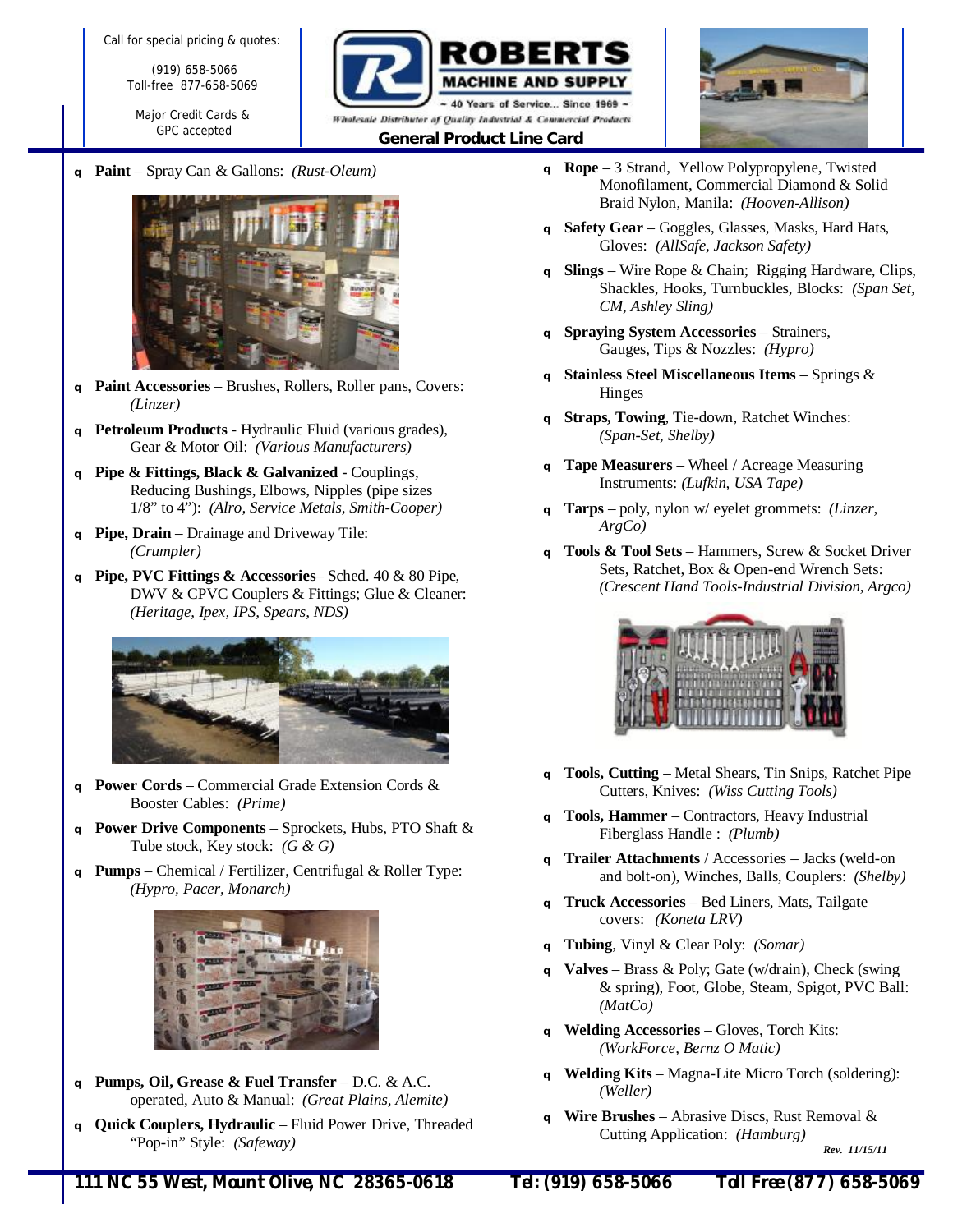Call for special pricing & quotes:

(919) 658-5066
Toll-free 877-658-5069

Major Credit Cards & GPC accepted

# ROBERTS MACHINE AND SUPPLY

~ 40 Years of Service... Since 1969 ~

*Wholesale Distributor of Quality Industrial & Commercial Products*

**General Product Line Card**

- **Paint** – Spray Can & Gallons: *(Rust-Oleum)*
- **Paint Accessories** – Brushes, Rollers, Roller pans, Covers: *(Linzer)*
- **Petroleum Products** - Hydraulic Fluid (various grades), Gear & Motor Oil: *(Various Manufacturers)*
- **Pipe & Fittings, Black & Galvanized** - Couplings, Reducing Bushings, Elbows, Nipples (pipe sizes 1/8" to 4"): *(Alro, Service Metals, Smith-Cooper)*
- **Pipe, Drain** – Drainage and Driveway Tile: *(Crumpler)*
- **Pipe, PVC Fittings & Accessories**– Sched. 40 & 80 Pipe, DWV & CPVC Couplers & Fittings; Glue & Cleaner: *(Heritage, Ipex, IPS, Spears, NDS)*
- **Power Cords** – Commercial Grade Extension Cords & Booster Cables: *(Prime)*
- **Power Drive Components** – Sprockets, Hubs, PTO Shaft & Tube stock, Key stock: *(G & G)*
- **Pumps** – Chemical / Fertilizer, Centrifugal & Roller Type: *(Hypro, Pacer, Monarch)*
- **Pumps, Oil, Grease & Fuel Transfer** – D.C. & A.C. operated, Auto & Manual: *(Great Plains, Alemite)*
- **Quick Couplers, Hydraulic** – Fluid Power Drive, Threaded "Pop-in" Style: *(Safeway)*
- **Rope** – 3 Strand, Yellow Polypropylene, Twisted Monofilament, Commercial Diamond & Solid Braid Nylon, Manila: *(Hooven-Allison)*
- **Safety Gear** – Goggles, Glasses, Masks, Hard Hats, Gloves: *(AllSafe, Jackson Safety)*
- **Slings** – Wire Rope & Chain; Rigging Hardware, Clips, Shackles, Hooks, Turnbuckles, Blocks: *(Span Set, CM, Ashley Sling)*
- **Spraying System Accessories** – Strainers, Gauges, Tips & Nozzles: *(Hypro)*
- **Stainless Steel Miscellaneous Items** – Springs & Hinges
- **Straps, Towing**, Tie-down, Ratchet Winches: *(Span-Set, Shelby)*
- **Tape Measurers** – Wheel / Acreage Measuring Instruments: *(Lufkin, USA Tape)*
- **Tarps** – poly, nylon w/ eyelet grommets: *(Linzer, ArgCo)*
- **Tools & Tool Sets** – Hammers, Screw & Socket Driver Sets, Ratchet, Box & Open-end Wrench Sets: *(Crescent Hand Tools-Industrial Division, Argco)*
- **Tools, Cutting** – Metal Shears, Tin Snips, Ratchet Pipe Cutters, Knives: *(Wiss Cutting Tools)*
- **Tools, Hammer** – Contractors, Heavy Industrial Fiberglass Handle : *(Plumb)*
- **Trailer Attachments** / Accessories – Jacks (weld-on and bolt-on), Winches, Balls, Couplers: *(Shelby)*
- **Truck Accessories** – Bed Liners, Mats, Tailgate covers: *(Koneta LRV)*
- **Tubing**, Vinyl & Clear Poly: *(Somar)*
- **Valves** – Brass & Poly; Gate (w/drain), Check (swing & spring), Foot, Globe, Steam, Spigot, PVC Ball: *(MatCo)*
- **Welding Accessories** – Gloves, Torch Kits: *(WorkForce, Bernz O Matic)*
- **Welding Kits** – Magna-Lite Micro Torch (soldering): *(Weller)*
- **Wire Brushes** – Abrasive Discs, Rust Removal & Cutting Application: *(Hamburg)*

*Rev. 11/15/11*

**111 NC 55 West, Mount Olive, NC 28365-0618 Tel: (919) 658-5066 Toll Free (877) 658-5069**